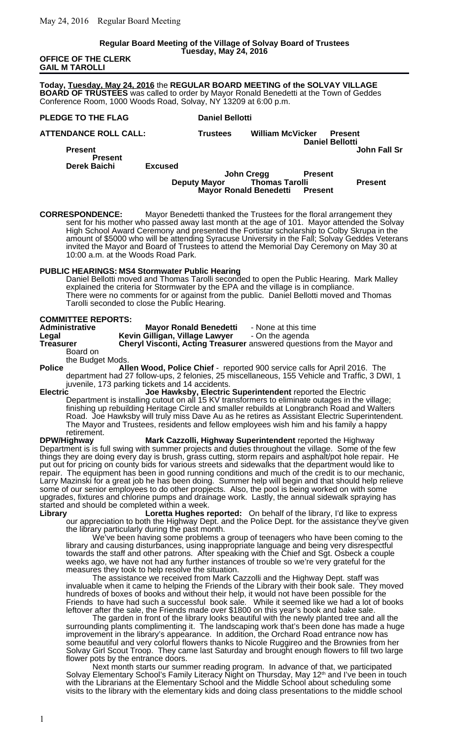**Regular Board Meeting of the Village of Solvay Board of Trustees**
**Tuesday, May 24, 2016**

**OFFICE OF THE CLERK**
**GAIL M TAROLLI**

---

**Today, Tuesday, May 24, 2016** the **REGULAR BOARD MEETING of the SOLVAY VILLAGE BOARD OF TRUSTEES** was called to order by Mayor Ronald Benedetti at the Town of Geddes Conference Room, 1000 Woods Road, Solvay, NY 13209 at 6:00 p.m.

**PLEDGE TO THE FLAG** **Daniel Bellotti**

**ATTENDANCE ROLL CALL:**

| | | |
|---|---|---|
| **Trustees** | **William McVicker** | **Present** |
| | **Daniel Bellotti** | **Present** |
| | **John Fall Sr** | **Present** |
| | **Derek Baichi** | **Excused** |
| | **John Cregg** | **Present** |
| **Deputy Mayor** | **Thomas Tarolli** | **Present** |
| | **Mayor Ronald Benedetti** | **Present** |

**CORRESPONDENCE:** Mayor Benedetti thanked the Trustees for the floral arrangement they sent for his mother who passed away last month at the age of 101. Mayor attended the Solvay High School Award Ceremony and presented the Fortistar scholarship to Colby Skrupa in the amount of $5000 who will be attending Syracuse University in the Fall; Solvay Geddes Veterans invited the Mayor and Board of Trustees to attend the Memorial Day Ceremony on May 30 at 10:00 a.m. at the Woods Road Park.

**PUBLIC HEARINGS: MS4 Stormwater Public Hearing**

Daniel Bellotti moved and Thomas Tarolli seconded to open the Public Hearing. Mark Malley explained the criteria for Stormwater by the EPA and the village is in compliance. There were no comments for or against from the public. Daniel Bellotti moved and Thomas Tarolli seconded to close the Public Hearing.

**COMMITTEE REPORTS:**

**Administrative** **Mayor Ronald Benedetti** - None at this time

**Legal** **Kevin Gilligan, Village Lawyer** - On the agenda

**Treasurer** **Cheryl Visconti, Acting Treasurer** answered questions from the Mayor and Board on the Budget Mods.

**Police** **Allen Wood, Police Chief** - reported 900 service calls for April 2016. The department had 27 follow-ups, 2 felonies, 25 miscellaneous, 155 Vehicle and Traffic, 3 DWI, 1 juvenile, 173 parking tickets and 14 accidents.

**Electric** **Joe Hawksby, Electric Superintendent** reported the Electric Department is installing cutout on all 15 KV transformers to eliminate outages in the village; finishing up rebuilding Heritage Circle and smaller rebuilds at Longbranch Road and Walters Road. Joe Hawksby will truly miss Dave Au as he retires as Assistant Electric Superintendent. The Mayor and Trustees, residents and fellow employees wish him and his family a happy retirement.

**DPW/Highway** **Mark Cazzolli, Highway Superintendent** reported the Highway Department is is full swing with summer projects and duties throughout the village. Some of the few things they are doing every day is brush, grass cutting, storm repairs and asphalt/pot hole repair. He put out for pricing on county bids for various streets and sidewalks that the department would like to repair. The equipment has been in good running conditions and much of the credit is to our mechanic, Larry Mazinski for a great job he has been doing. Summer help will begin and that should help relieve some of our senior employees to do other propjects. Also, the pool is being worked on with some upgrades, fixtures and chlorine pumps and drainage work. Lastly, the annual sidewalk spraying has started and should be completed within a week.

**Library** **Loretta Hughes reported:** On behalf of the library, I'd like to express our appreciation to both the Highway Dept. and the Police Dept. for the assistance they've given the library particularly during the past month.

We've been having some problems a group of teenagers who have been coming to the library and causing disturbances, using inappropriate language and being very disrespectful towards the staff and other patrons. After speaking with the Chief and Sgt. Osbeck a couple weeks ago, we have not had any further instances of trouble so we're very grateful for the measures they took to help resolve the situation.

The assistance we received from Mark Cazzolli and the Highway Dept. staff was invaluable when it came to helping the Friends of the Library with their book sale. They moved hundreds of boxes of books and without their help, it would not have been possible for the Friends to have had such a successful book sale. While it seemed like we had a lot of books leftover after the sale, the Friends made over $1800 on this year's book and bake sale.

The garden in front of the library looks beautiful with the newly planted tree and all the surrounding plants complimenting it. The landscaping work that's been done has made a huge improvement in the library's appearance. In addition, the Orchard Road entrance now has some beautiful and very colorful flowers thanks to Nicole Ruggireo and the Brownies from her Solvay Girl Scout Troop. They came last Saturday and brought enough flowers to fill two large flower pots by the entrance doors.

Next month starts our summer reading program. In advance of that, we participated Solvay Elementary School's Family Literacy Night on Thursday, May 12th and I've been in touch with the Librarians at the Elementary School and the Middle School about scheduling some visits to the library with the elementary kids and doing class presentations to the middle school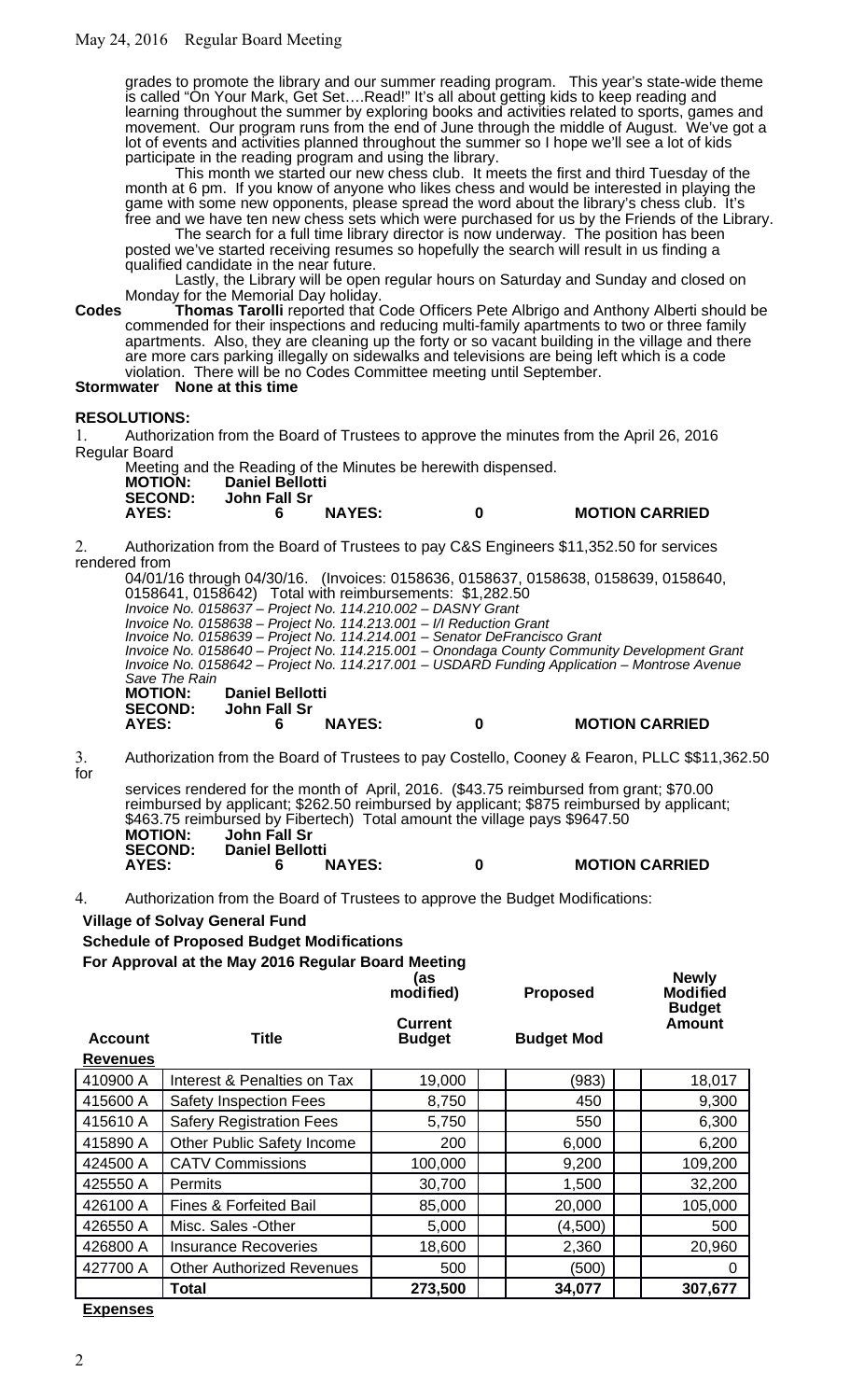grades to promote the library and our summer reading program. This year's state-wide theme is called "On Your Mark, Get Set….Read!" It's all about getting kids to keep reading and learning throughout the summer by exploring books and activities related to sports, games and movement. Our program runs from the end of June through the middle of August. We've got a lot of events and activities planned throughout the summer so I hope we'll see a lot of kids participate in the reading program and using the library.

This month we started our new chess club. It meets the first and third Tuesday of the month at 6 pm. If you know of anyone who likes chess and would be interested in playing the game with some new opponents, please spread the word about the library's chess club. It's free and we have ten new chess sets which were purchased for us by the Friends of the Library.

The search for a full time library director is now underway. The position has been posted we've started receiving resumes so hopefully the search will result in us finding a qualified candidate in the near future.

Lastly, the Library will be open regular hours on Saturday and Sunday and closed on Monday for the Memorial Day holiday.

**Codes** **Thomas Tarolli** reported that Code Officers Pete Albrigo and Anthony Alberti should be commended for their inspections and reducing multi-family apartments to two or three family apartments. Also, they are cleaning up the forty or so vacant building in the village and there are more cars parking illegally on sidewalks and televisions are being left which is a code violation. There will be no Codes Committee meeting until September.

**Stormwater** **None at this time**

**RESOLUTIONS:**

1. Authorization from the Board of Trustees to approve the minutes from the April 26, 2016 Regular Board Meeting and the Reading of the Minutes be herewith dispensed.

**MOTION:** **Daniel Bellotti**
**SECOND:** **John Fall Sr**
**AYES:** **6** **NAYES:** **0** **MOTION CARRIED**

2. Authorization from the Board of Trustees to pay C&S Engineers $11,352.50 for services rendered from 04/01/16 through 04/30/16. (Invoices: 0158636, 0158637, 0158638, 0158639, 0158640, 0158641, 0158642) Total with reimbursements: $1,282.50

*Invoice No. 0158637 – Project No. 114.210.002 – DASNY Grant*
*Invoice No. 0158638 – Project No. 114.213.001 – I/I Reduction Grant*
*Invoice No. 0158639 – Project No. 114.214.001 – Senator DeFrancisco Grant*
*Invoice No. 0158640 – Project No. 114.215.001 – Onondaga County Community Development Grant*
*Invoice No. 0158642 – Project No. 114.217.001 – USDARD Funding Application – Montrose Avenue Save The Rain*

**MOTION:** **Daniel Bellotti**
**SECOND:** **John Fall Sr**
**AYES:** **6** **NAYES:** **0** **MOTION CARRIED**

3. Authorization from the Board of Trustees to pay Costello, Cooney & Fearon, PLLC $$11,362.50 for services rendered for the month of April, 2016. ($43.75 reimbursed from grant; $70.00 reimbursed by applicant; $262.50 reimbursed by applicant; $875 reimbursed by applicant; $463.75 reimbursed by Fibertech) Total amount the village pays $9647.50

**MOTION:** **John Fall Sr**
**SECOND:** **Daniel Bellotti**
**AYES:** **6** **NAYES:** **0** **MOTION CARRIED**

4. Authorization from the Board of Trustees to approve the Budget Modifications:

**Village of Solvay General Fund**
**Schedule of Proposed Budget Modifications**
**For Approval at the May 2016 Regular Board Meeting**

| Account | Title | (as modified) Current Budget | Proposed Budget Mod | Newly Modified Budget Amount |
|---|---|---|---|---|
| **Revenues** | | | | |
| 410900 A | Interest & Penalties on Tax | 19,000 | (983) | 18,017 |
| 415600 A | Safety Inspection Fees | 8,750 | 450 | 9,300 |
| 415610 A | Safery Registration Fees | 5,750 | 550 | 6,300 |
| 415890 A | Other Public Safety Income | 200 | 6,000 | 6,200 |
| 424500 A | CATV Commissions | 100,000 | 9,200 | 109,200 |
| 425550 A | Permits | 30,700 | 1,500 | 32,200 |
| 426100 A | Fines & Forfeited Bail | 85,000 | 20,000 | 105,000 |
| 426550 A | Misc. Sales -Other | 5,000 | (4,500) | 500 |
| 426800 A | Insurance Recoveries | 18,600 | 2,360 | 20,960 |
| 427700 A | Other Authorized Revenues | 500 | (500) | 0 |
| | **Total** | **273,500** | **34,077** | **307,677** |

**Expenses**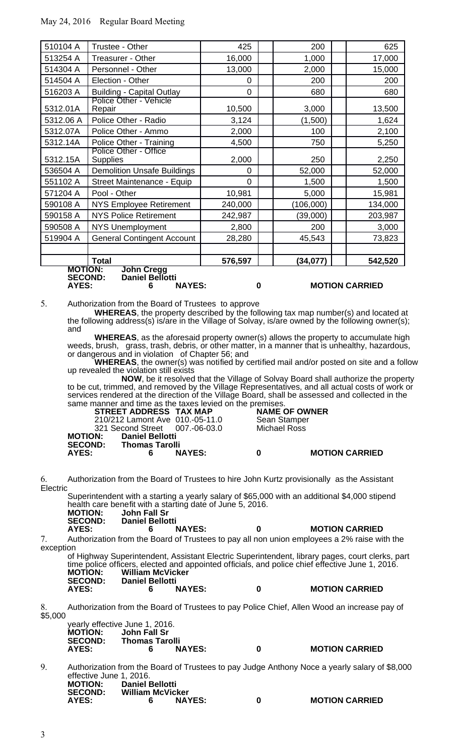| | | | | |
|---|---|---|---|---|
| 510104 A | Trustee - Other | 425 | 200 | 625 |
| 513254 A | Treasurer - Other | 16,000 | 1,000 | 17,000 |
| 514304 A | Personnel - Other | 13,000 | 2,000 | 15,000 |
| 514504 A | Election - Other | 0 | 200 | 200 |
| 516203 A | Building - Capital Outlay | 0 | 680 | 680 |
| 5312.01A | Police Other - Vehicle Repair | 10,500 | 3,000 | 13,500 |
| 5312.06 A | Police Other - Radio | 3,124 | (1,500) | 1,624 |
| 5312.07A | Police Other - Ammo | 2,000 | 100 | 2,100 |
| 5312.14A | Police Other - Training | 4,500 | 750 | 5,250 |
| 5312.15A | Police Other - Office Supplies | 2,000 | 250 | 2,250 |
| 536504 A | Demolition Unsafe Buildings | 0 | 52,000 | 52,000 |
| 551102 A | Street Maintenance - Equip | 0 | 1,500 | 1,500 |
| 571204 A | Pool - Other | 10,981 | 5,000 | 15,981 |
| 590108 A | NYS Employee Retirement | 240,000 | (106,000) | 134,000 |
| 590158 A | NYS Police Retirement | 242,987 | (39,000) | 203,987 |
| 590508 A | NYS Unemployment | 2,800 | 200 | 3,000 |
| 519904 A | General Contingent Account | 28,280 | 45,543 | 73,823 |
| | | | | |
| | **Total** | **576,597** | **(34,077)** | **542,520** |

**MOTION:** **John Cregg**
**SECOND:** **Daniel Bellotti**
**AYES:** **6** **NAYES:** **0** **MOTION CARRIED**

5. Authorization from the Board of Trustees to approve

**WHEREAS**, the property described by the following tax map number(s) and located at the following address(s) is/are in the Village of Solvay, is/are owned by the following owner(s); and

**WHEREAS**, as the aforesaid property owner(s) allows the property to accumulate high weeds, brush, grass, trash, debris, or other matter, in a manner that is unhealthy, hazardous, or dangerous and in violation of Chapter 56; and

**WHEREAS**, the owner(s) was notified by certified mail and/or posted on site and a follow up revealed the violation still exists

**NOW**, be it resolved that the Village of Solvay Board shall authorize the property to be cut, trimmed, and removed by the Village Representatives, and all actual costs of work or services rendered at the direction of the Village Board, shall be assessed and collected in the same manner and time as the taxes levied on the premises.

| STREET ADDRESS | TAX MAP | NAME OF OWNER |
|---|---|---|
| 210/212 Lamont Ave | 010.-05-11.0 | Sean Stamper |
| 321 Second Street | 007.-06-03.0 | Michael Ross |

**MOTION:** **Daniel Bellotti**
**SECOND:** **Thomas Tarolli**
**AYES:** **6** **NAYES:** **0** **MOTION CARRIED**

6. Authorization from the Board of Trustees to hire John Kurtz provisionally as the Assistant Electric Superintendent with a starting a yearly salary of $65,000 with an additional $4,000 stipend health care benefit with a starting date of June 5, 2016.

**MOTION:** **John Fall Sr**
**SECOND:** **Daniel Bellotti**
**AYES:** **6** **NAYES:** **0** **MOTION CARRIED**

7. Authorization from the Board of Trustees to pay all non union employees a 2% raise with the exception of Highway Superintendent, Assistant Electric Superintendent, library pages, court clerks, part time police officers, elected and appointed officials, and police chief effective June 1, 2016.

**MOTION:** **William McVicker**
**SECOND:** **Daniel Bellotti**
**AYES:** **6** **NAYES:** **0** **MOTION CARRIED**

8. Authorization from the Board of Trustees to pay Police Chief, Allen Wood an increase pay of $5,000 yearly effective June 1, 2016.

**MOTION:** **John Fall Sr**
**SECOND:** **Thomas Tarolli**
**AYES:** **6** **NAYES:** **0** **MOTION CARRIED**

9. Authorization from the Board of Trustees to pay Judge Anthony Noce a yearly salary of $8,000 effective June 1, 2016.

**MOTION:** **Daniel Bellotti**
**SECOND:** **William McVicker**
**AYES:** **6** **NAYES:** **0** **MOTION CARRIED**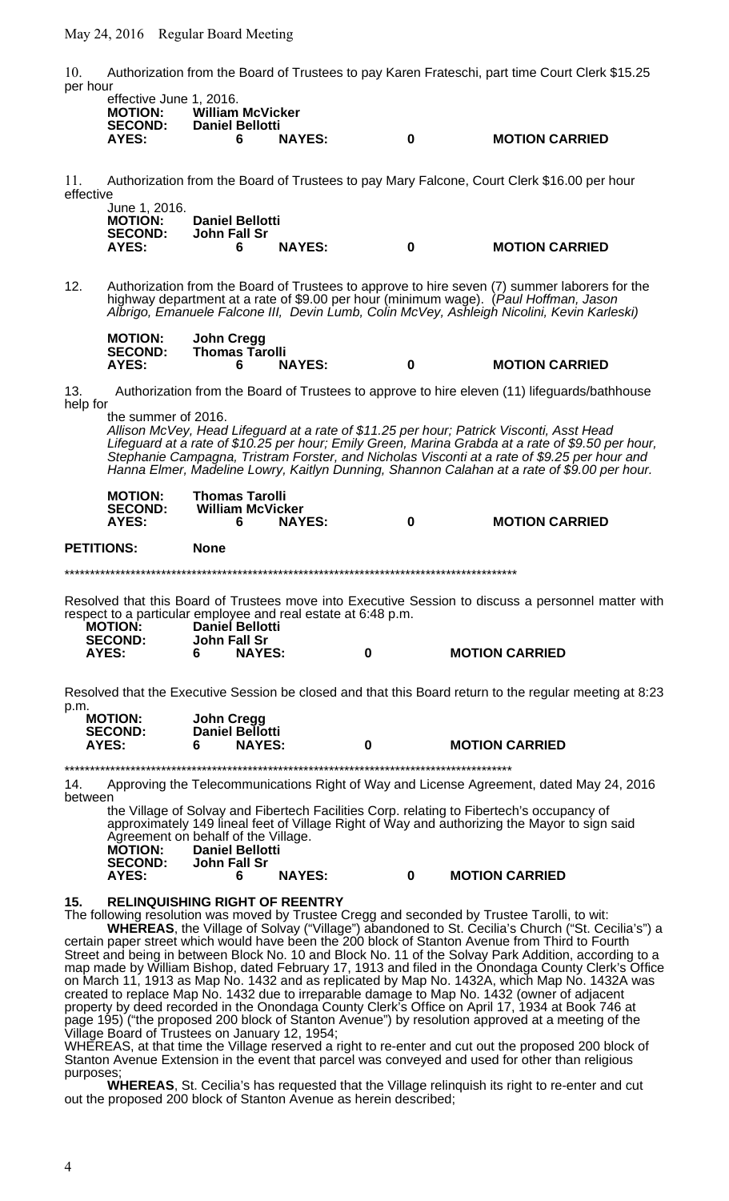10. Authorization from the Board of Trustees to pay Karen Frateschi, part time Court Clerk $15.25 per hour effective June 1, 2016.

**MOTION:** **William McVicker**
**SECOND:** **Daniel Bellotti**
**AYES:** **6** **NAYES:** **0** **MOTION CARRIED**

11. Authorization from the Board of Trustees to pay Mary Falcone, Court Clerk $16.00 per hour effective June 1, 2016.

**MOTION:** **Daniel Bellotti**
**SECOND:** **John Fall Sr**
**AYES:** **6** **NAYES:** **0** **MOTION CARRIED**

12. Authorization from the Board of Trustees to approve to hire seven (7) summer laborers for the highway department at a rate of $9.00 per hour (minimum wage). (*Paul Hoffman, Jason Albrigo, Emanuele Falcone III, Devin Lumb, Colin McVey, Ashleigh Nicolini, Kevin Karleski*)

**MOTION:** **John Cregg**
**SECOND:** **Thomas Tarolli**
**AYES:** **6** **NAYES:** **0** **MOTION CARRIED**

13. Authorization from the Board of Trustees to approve to hire eleven (11) lifeguards/bathhouse help for the summer of 2016.
*Allison McVey, Head Lifeguard at a rate of $11.25 per hour; Patrick Visconti, Asst Head Lifeguard at a rate of $10.25 per hour; Emily Green, Marina Grabda at a rate of $9.50 per hour, Stephanie Campagna, Tristram Forster, and Nicholas Visconti at a rate of $9.25 per hour and Hanna Elmer, Madeline Lowry, Kaitlyn Dunning, Shannon Calahan at a rate of $9.00 per hour.*

**MOTION:** **Thomas Tarolli**
**SECOND:** **William McVicker**
**AYES:** **6** **NAYES:** **0** **MOTION CARRIED**

**PETITIONS:** **None**

*******************************************************************************************

Resolved that this Board of Trustees move into Executive Session to discuss a personnel matter with respect to a particular employee and real estate at 6:48 p.m.

**MOTION:** **Daniel Bellotti**
**SECOND:** **John Fall Sr**
**AYES:** **6** **NAYES:** **0** **MOTION CARRIED**

Resolved that the Executive Session be closed and that this Board return to the regular meeting at 8:23 p.m.

**MOTION:** **John Cregg**
**SECOND:** **Daniel Bellotti**
**AYES:** **6** **NAYES:** **0** **MOTION CARRIED**

*******************************************************************************************

14. Approving the Telecommunications Right of Way and License Agreement, dated May 24, 2016 between the Village of Solvay and Fibertech Facilities Corp. relating to Fibertech's occupancy of approximately 149 lineal feet of Village Right of Way and authorizing the Mayor to sign said Agreement on behalf of the Village.

**MOTION:** **Daniel Bellotti**
**SECOND:** **John Fall Sr**
**AYES:** **6** **NAYES:** **0** **MOTION CARRIED**

**15. RELINQUISHING RIGHT OF REENTRY**

The following resolution was moved by Trustee Cregg and seconded by Trustee Tarolli, to wit:

**WHEREAS**, the Village of Solvay ("Village") abandoned to St. Cecilia's Church ("St. Cecilia's") a certain paper street which would have been the 200 block of Stanton Avenue from Third to Fourth Street and being in between Block No. 10 and Block No. 11 of the Solvay Park Addition, according to a map made by William Bishop, dated February 17, 1913 and filed in the Onondaga County Clerk's Office on March 11, 1913 as Map No. 1432 and as replicated by Map No. 1432A, which Map No. 1432A was created to replace Map No. 1432 due to irreparable damage to Map No. 1432 (owner of adjacent property by deed recorded in the Onondaga County Clerk's Office on April 17, 1934 at Book 746 at page 195) ("the proposed 200 block of Stanton Avenue") by resolution approved at a meeting of the Village Board of Trustees on January 12, 1954;

WHEREAS, at that time the Village reserved a right to re-enter and cut out the proposed 200 block of Stanton Avenue Extension in the event that parcel was conveyed and used for other than religious purposes;

**WHEREAS**, St. Cecilia's has requested that the Village relinquish its right to re-enter and cut out the proposed 200 block of Stanton Avenue as herein described;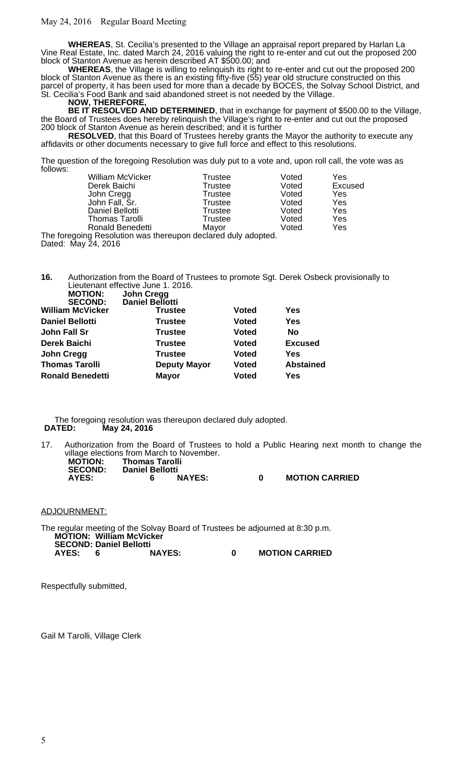**WHEREAS**, St. Cecilia's presented to the Village an appraisal report prepared by Harlan La Vine Real Estate, Inc. dated March 24, 2016 valuing the right to re-enter and cut out the proposed 200 block of Stanton Avenue as herein described AT $500.00; and

**WHEREAS**, the Village is willing to relinquish its right to re-enter and cut out the proposed 200 block of Stanton Avenue as there is an existing fifty-five (55) year old structure constructed on this parcel of property, it has been used for more than a decade by BOCES, the Solvay School District, and St. Cecilia's Food Bank and said abandoned street is not needed by the Village.

**NOW, THEREFORE,**

**BE IT RESOLVED AND DETERMINED**, that in exchange for payment of $500.00 to the Village, the Board of Trustees does hereby relinquish the Village's right to re-enter and cut out the proposed 200 block of Stanton Avenue as herein described; and it is further

**RESOLVED**, that this Board of Trustees hereby grants the Mayor the authority to execute any affidavits or other documents necessary to give full force and effect to this resolutions.

The question of the foregoing Resolution was duly put to a vote and, upon roll call, the vote was as follows:

| | | | |
|---|---|---|---|
| William McVicker | Trustee | Voted | Yes |
| Derek Baichi | Trustee | Voted | Excused |
| John Cregg | Trustee | Voted | Yes |
| John Fall, Sr. | Trustee | Voted | Yes |
| Daniel Bellotti | Trustee | Voted | Yes |
| Thomas Tarolli | Trustee | Voted | Yes |
| Ronald Benedetti | Mayor | Voted | Yes |

The foregoing Resolution was thereupon declared duly adopted.
Dated: May 24, 2016

**16.** Authorization from the Board of Trustees to promote Sgt. Derek Osbeck provisionally to Lieutenant effective June 1. 2016.

**MOTION:** **John Cregg**
**SECOND:** **Daniel Bellotti**

| | | | |
|---|---|---|---|
| **William McVicker** | **Trustee** | **Voted** | **Yes** |
| **Daniel Bellotti** | **Trustee** | **Voted** | **Yes** |
| **John Fall Sr** | **Trustee** | **Voted** | **No** |
| **Derek Baichi** | **Trustee** | **Voted** | **Excused** |
| **John Cregg** | **Trustee** | **Voted** | **Yes** |
| **Thomas Tarolli** | **Deputy Mayor** | **Voted** | **Abstained** |
| **Ronald Benedetti** | **Mayor** | **Voted** | **Yes** |

The foregoing resolution was thereupon declared duly adopted.
**DATED: May 24, 2016**

17. Authorization from the Board of Trustees to hold a Public Hearing next month to change the village elections from March to November.

**MOTION:** **Thomas Tarolli**
**SECOND:** **Daniel Bellotti**
**AYES:** **6** **NAYES:** **0** **MOTION CARRIED**

ADJOURNMENT:

The regular meeting of the Solvay Board of Trustees be adjourned at 8:30 p.m.

**MOTION: William McVicker**
**SECOND: Daniel Bellotti**
**AYES: 6** **NAYES:** **0** **MOTION CARRIED**

Respectfully submitted,

Gail M Tarolli, Village Clerk